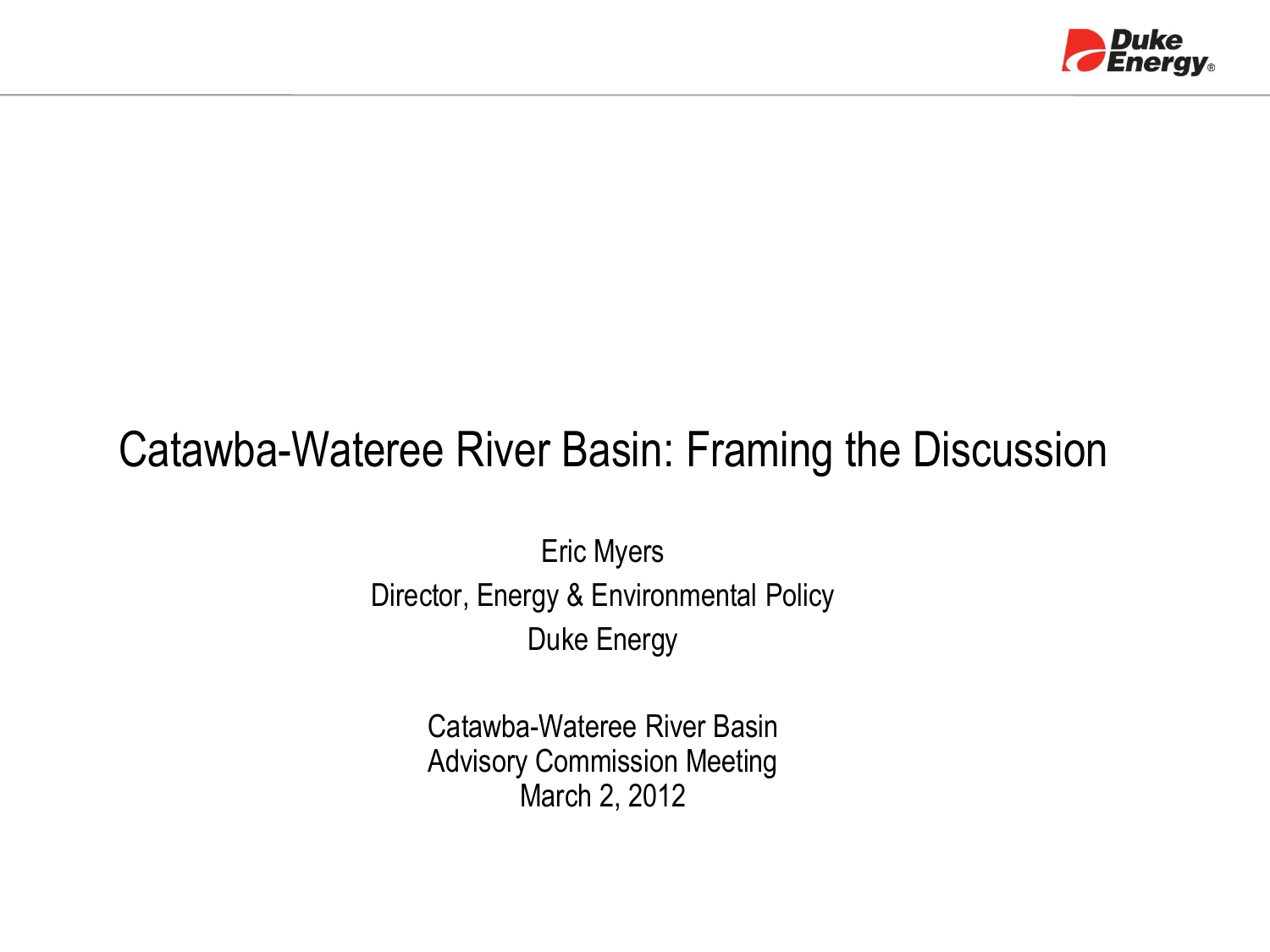# Catawba-Wateree River Basin: Framing the Discussion

Eric Myers

Director, Energy & Environmental Policy

Duke Energy

Catawba-Wateree River Basin
Advisory Commission Meeting
March 2, 2012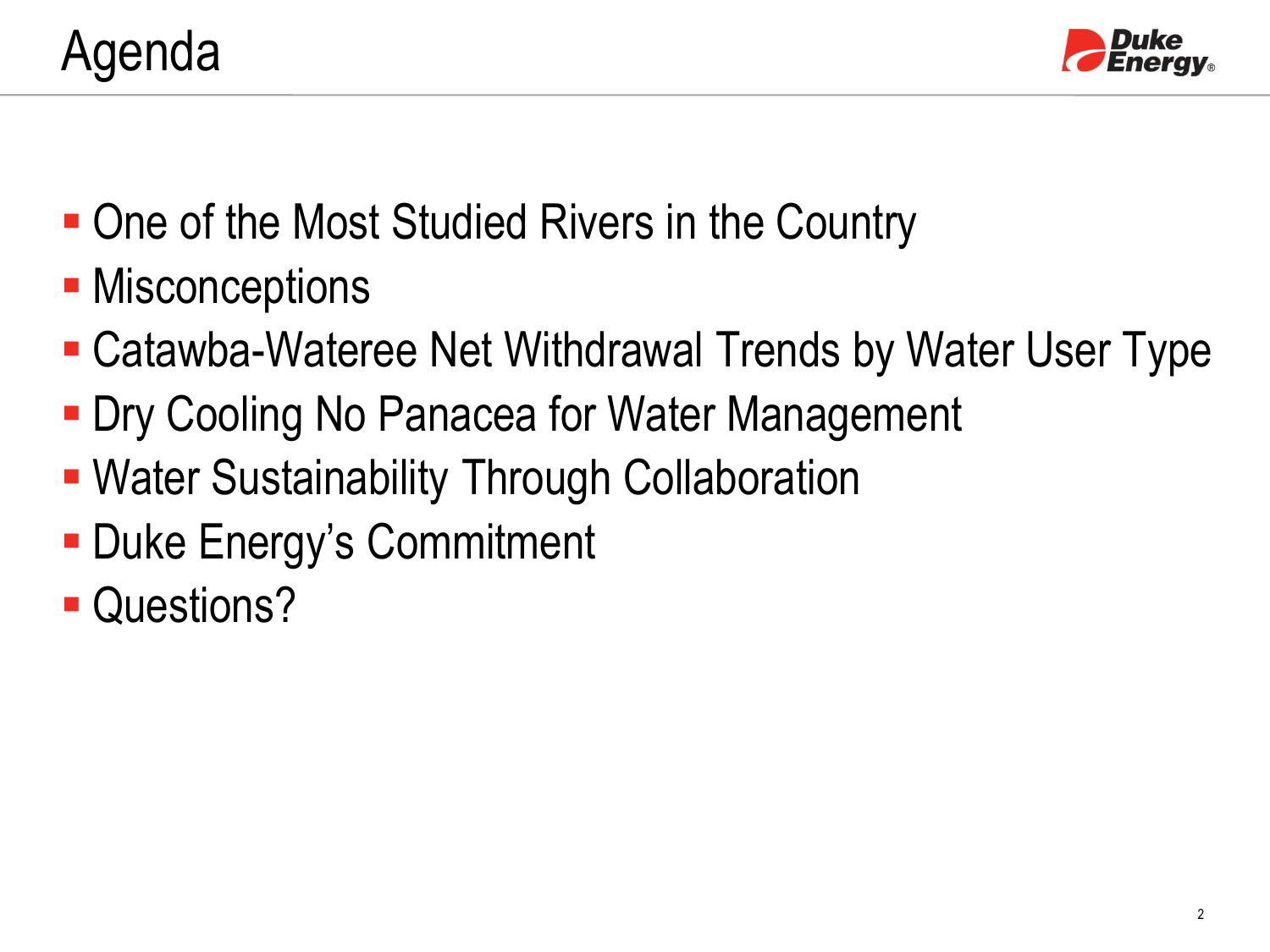# Agenda

- One of the Most Studied Rivers in the Country
- Misconceptions
- Catawba-Wateree Net Withdrawal Trends by Water User Type
- Dry Cooling No Panacea for Water Management
- Water Sustainability Through Collaboration
- Duke Energy's Commitment
- Questions?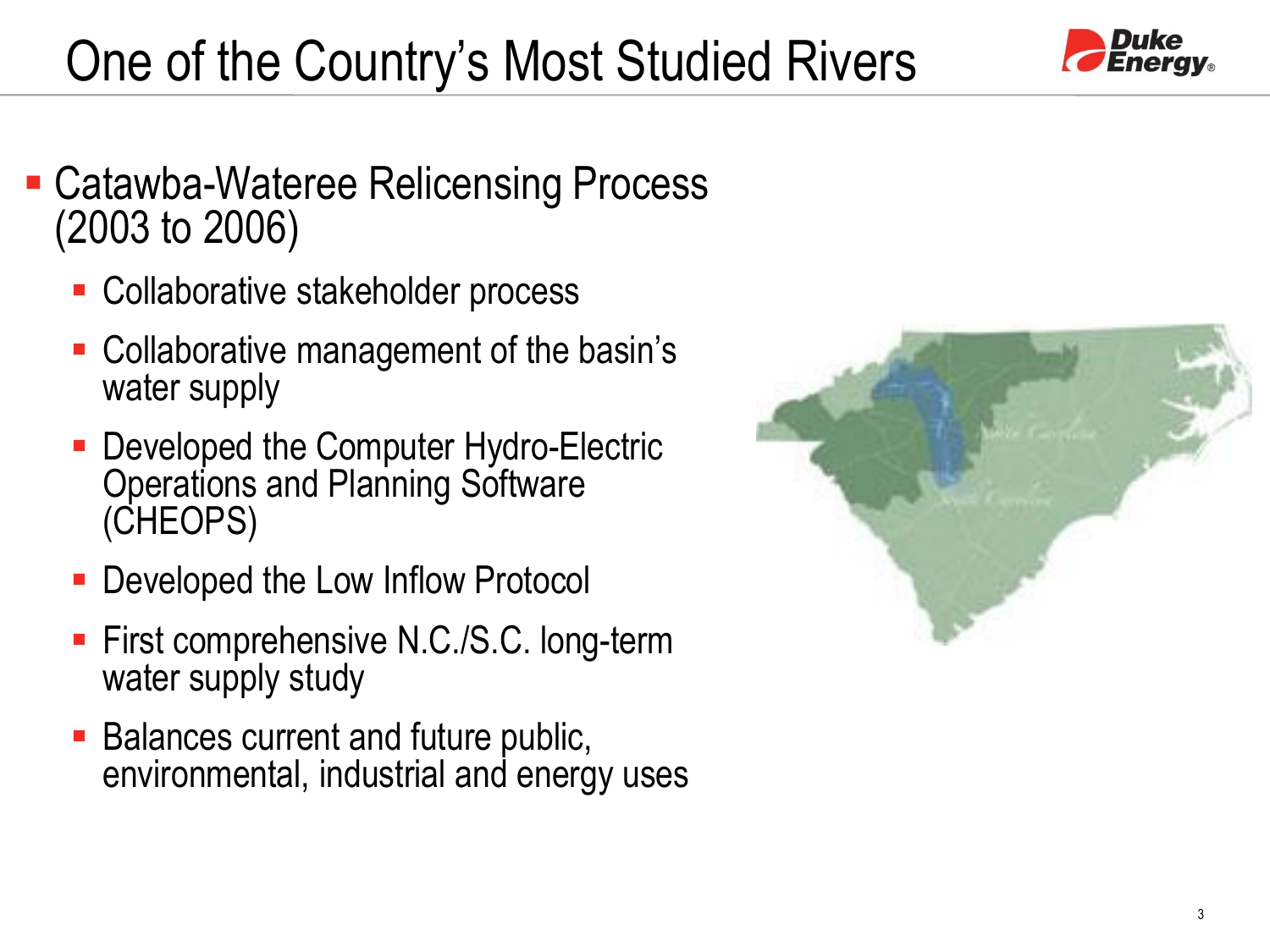# One of the Country's Most Studied Rivers

- Catawba-Wateree Relicensing Process (2003 to 2006)
  - Collaborative stakeholder process
  - Collaborative management of the basin's water supply
  - Developed the Computer Hydro-Electric Operations and Planning Software (CHEOPS)
  - Developed the Low Inflow Protocol
  - First comprehensive N.C./S.C. long-term water supply study
  - Balances current and future public, environmental, industrial and energy uses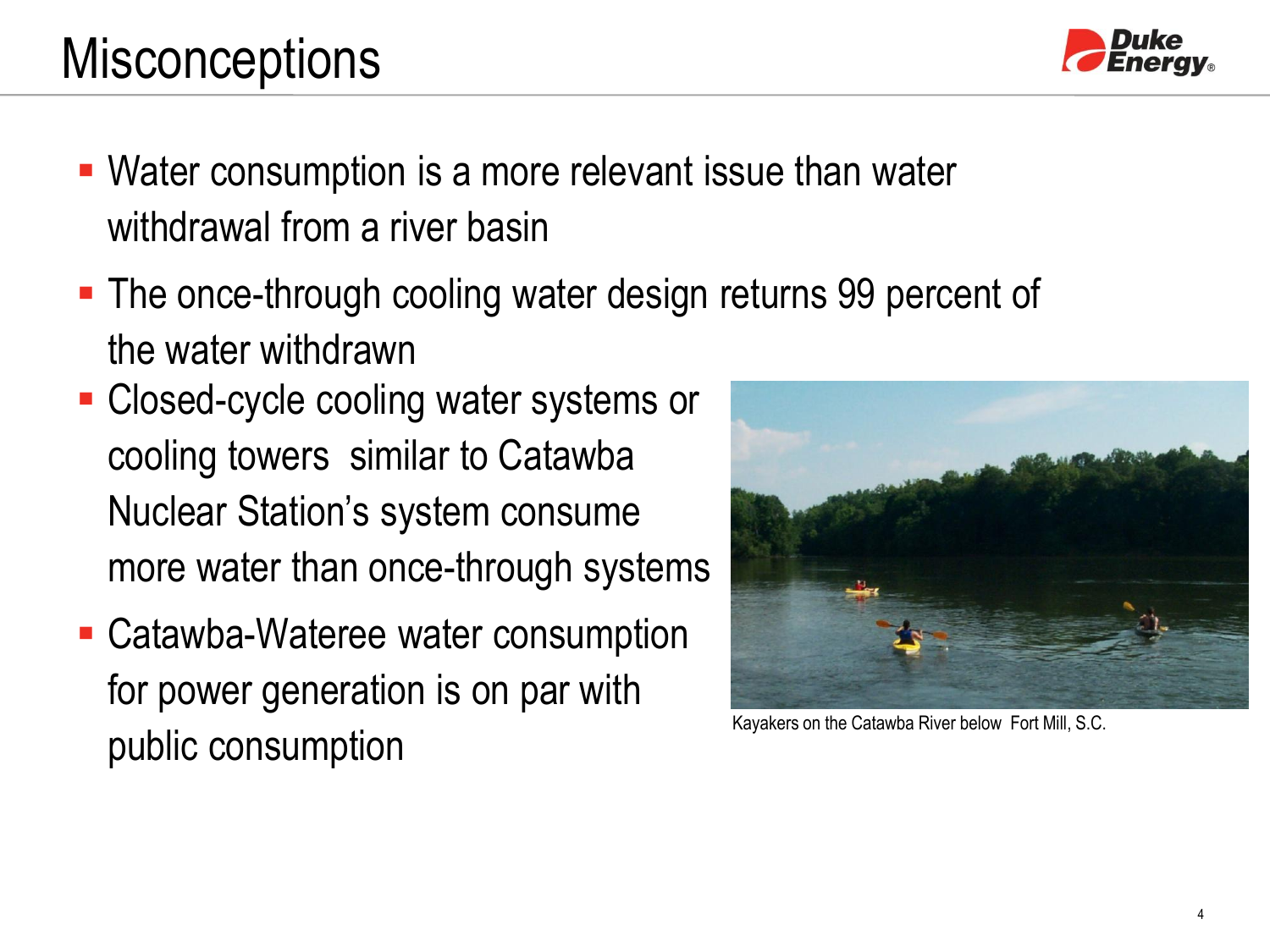# Misconceptions

- Water consumption is a more relevant issue than water withdrawal from a river basin
- The once-through cooling water design returns 99 percent of the water withdrawn
- Closed-cycle cooling water systems or cooling towers similar to Catawba Nuclear Station's system consume more water than once-through systems
- Catawba-Wateree water consumption for power generation is on par with public consumption

Kayakers on the Catawba River below Fort Mill, S.C.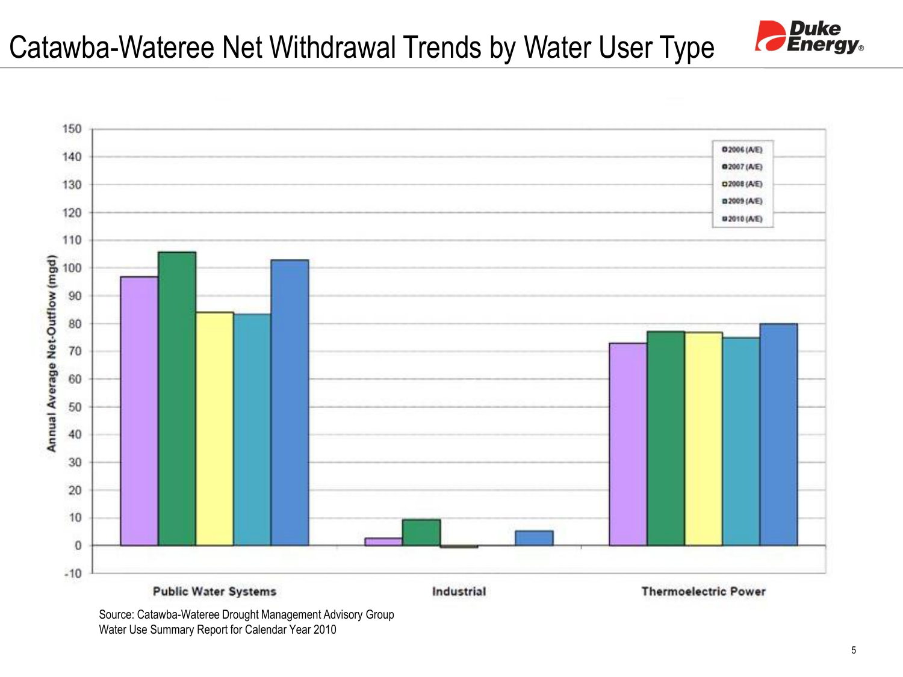# Catawba-Wateree Net Withdrawal Trends by Water User Type

Annual Average Net-Outflow (mgd)

Legend: 2006 (A/E), 2007 (A/E), 2008 (A/E), 2009 (A/E), 2010 (A/E)

Categories: Public Water Systems, Industrial, Thermoelectric Power

Source: Catawba-Wateree Drought Management Advisory Group
Water Use Summary Report for Calendar Year 2010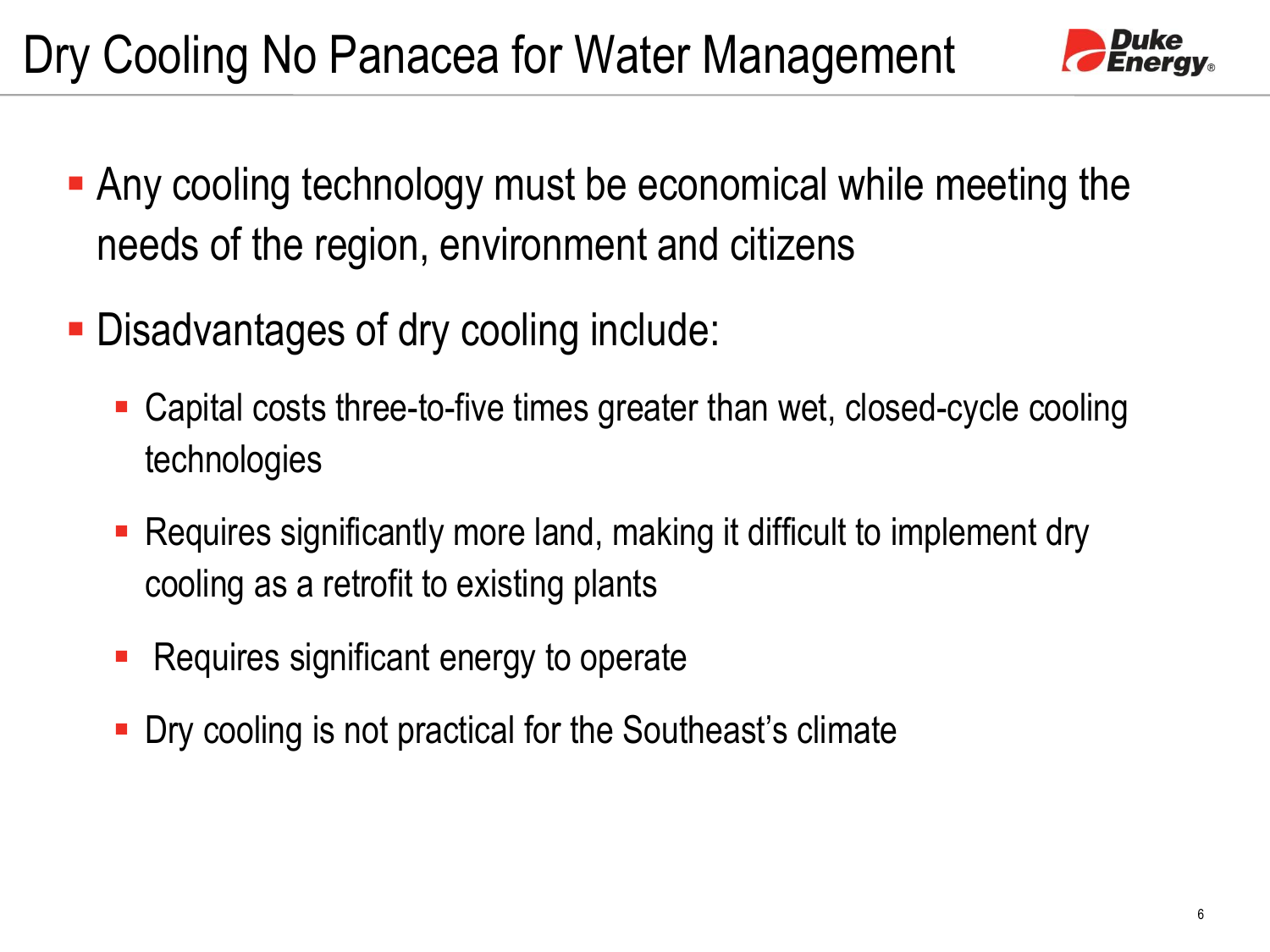# Dry Cooling No Panacea for Water Management

- Any cooling technology must be economical while meeting the needs of the region, environment and citizens
- Disadvantages of dry cooling include:
  - Capital costs three-to-five times greater than wet, closed-cycle cooling technologies
  - Requires significantly more land, making it difficult to implement dry cooling as a retrofit to existing plants
  - Requires significant energy to operate
  - Dry cooling is not practical for the Southeast's climate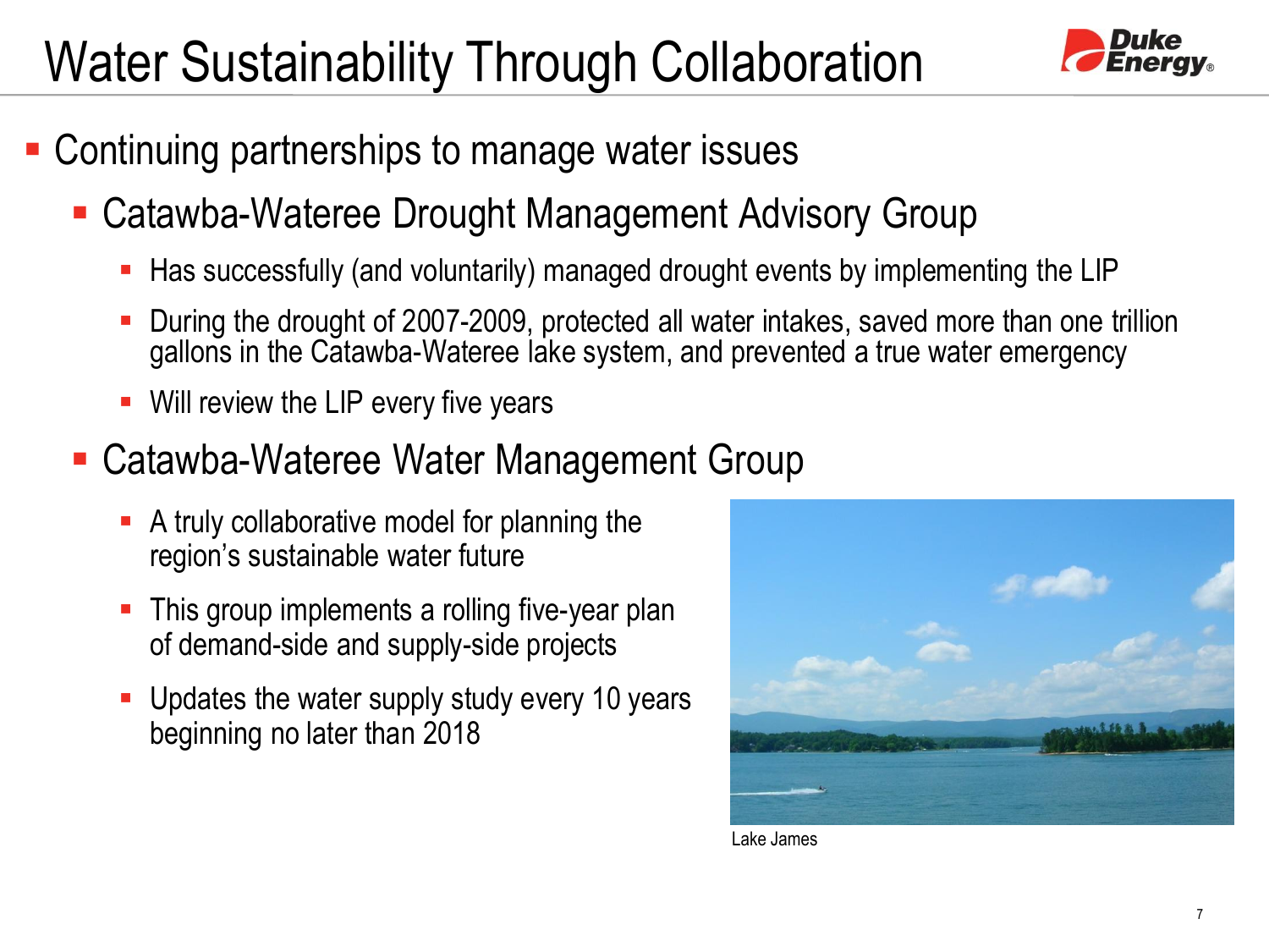# Water Sustainability Through Collaboration

- Continuing partnerships to manage water issues
  - Catawba-Wateree Drought Management Advisory Group
    - Has successfully (and voluntarily) managed drought events by implementing the LIP
    - During the drought of 2007-2009, protected all water intakes, saved more than one trillion gallons in the Catawba-Wateree lake system, and prevented a true water emergency
    - Will review the LIP every five years
  - Catawba-Wateree Water Management Group
    - A truly collaborative model for planning the region's sustainable water future
    - This group implements a rolling five-year plan of demand-side and supply-side projects
    - Updates the water supply study every 10 years beginning no later than 2018

Lake James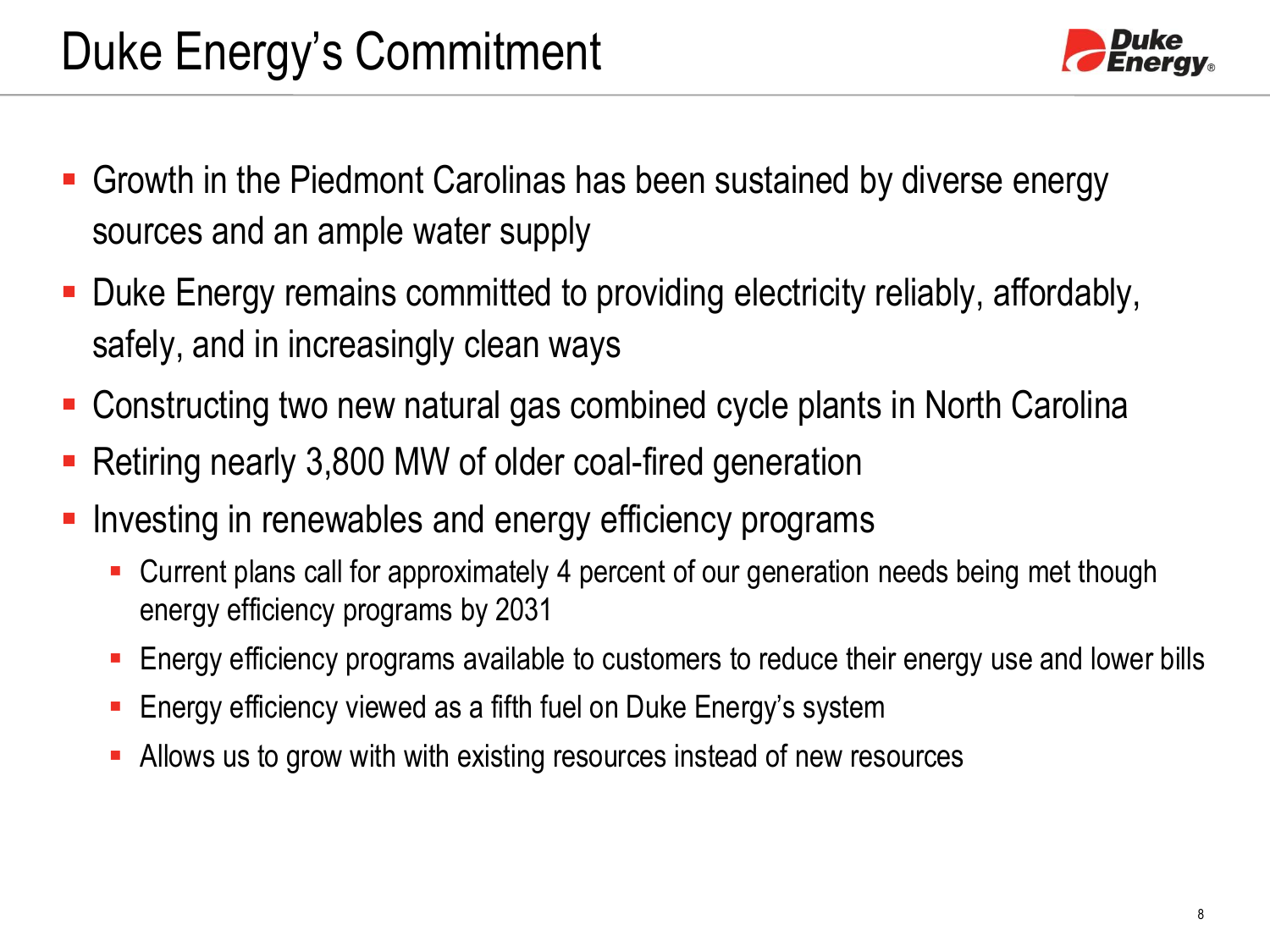# Duke Energy's Commitment

- Growth in the Piedmont Carolinas has been sustained by diverse energy sources and an ample water supply
- Duke Energy remains committed to providing electricity reliably, affordably, safely, and in increasingly clean ways
- Constructing two new natural gas combined cycle plants in North Carolina
- Retiring nearly 3,800 MW of older coal-fired generation
- Investing in renewables and energy efficiency programs
  - Current plans call for approximately 4 percent of our generation needs being met though energy efficiency programs by 2031
  - Energy efficiency programs available to customers to reduce their energy use and lower bills
  - Energy efficiency viewed as a fifth fuel on Duke Energy's system
  - Allows us to grow with with existing resources instead of new resources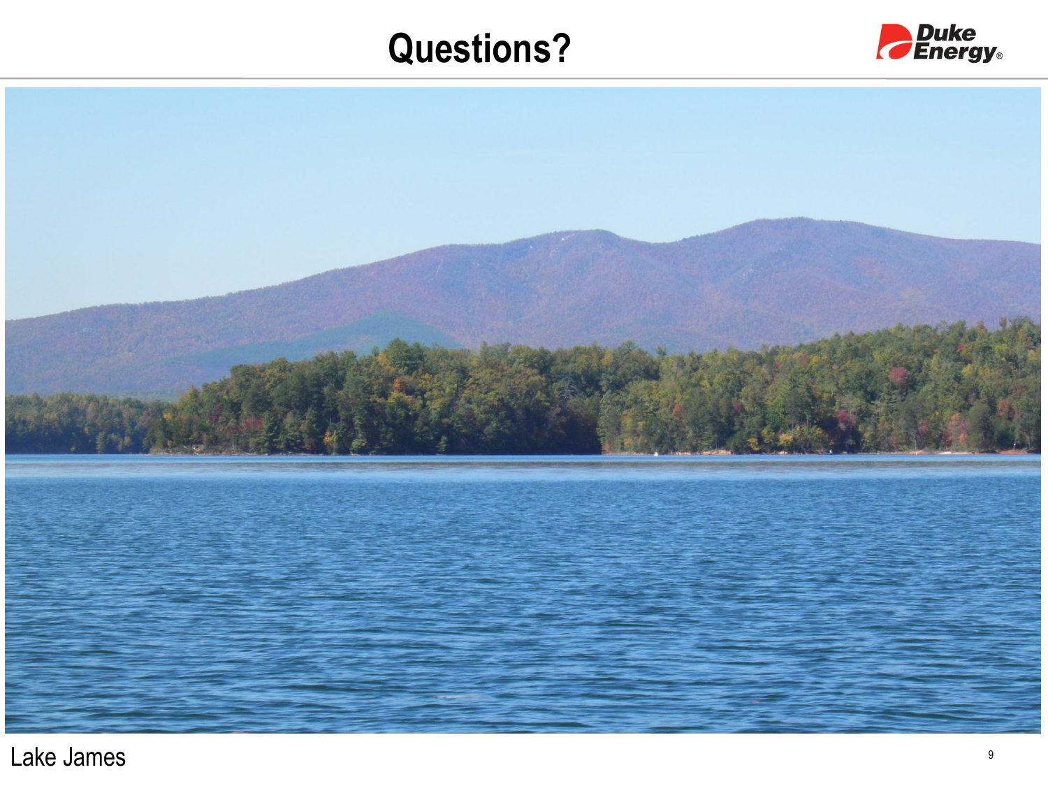# Questions?

Lake James